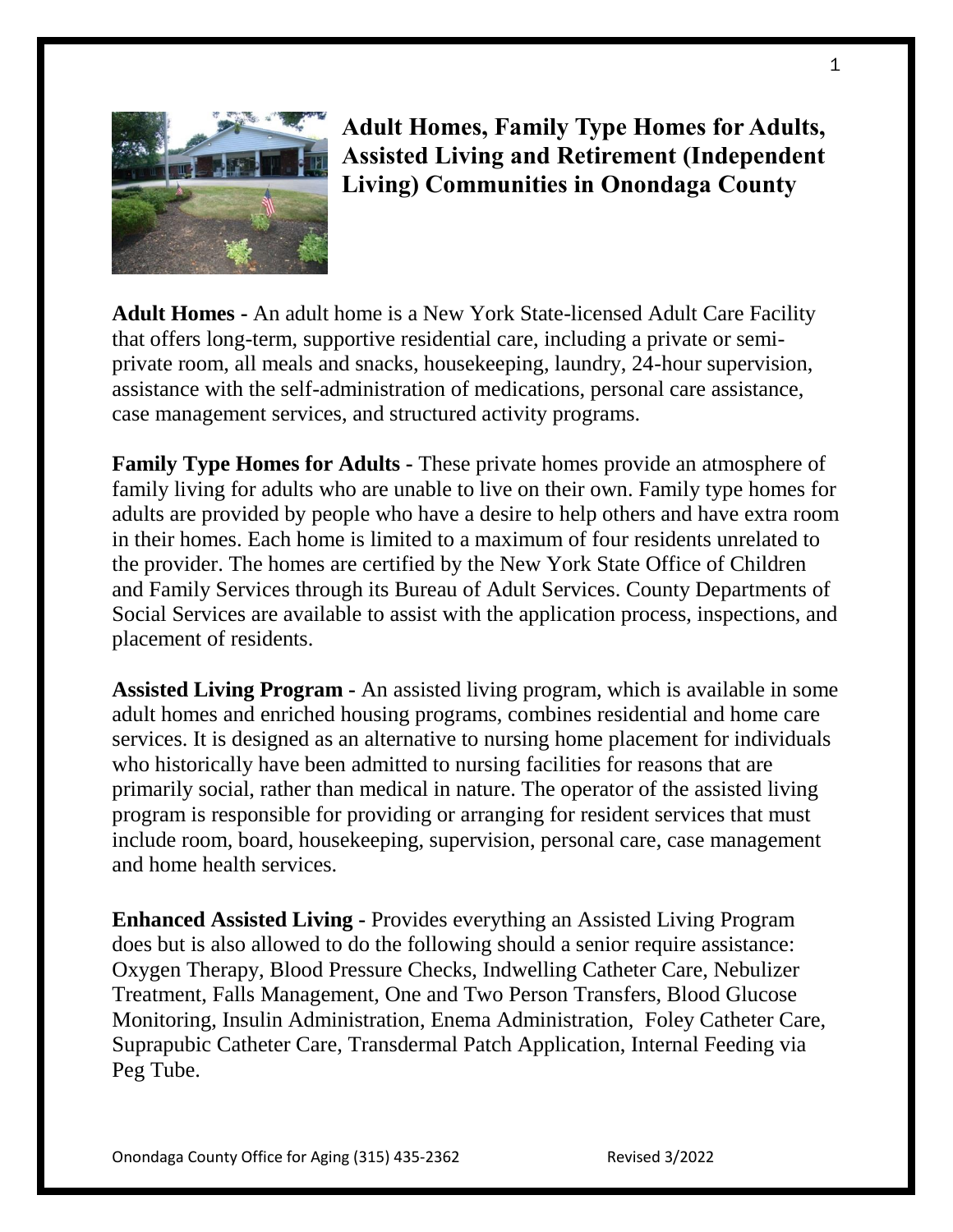# Adult Homes, Family Type Homes for Adults, Assisted Living and Retirement (Independent Living) Communities in Onondaga County

**Adult Homes -** An adult home is a New York State-licensed Adult Care Facility that offers long-term, supportive residential care, including a private or semi-private room, all meals and snacks, housekeeping, laundry, 24-hour supervision, assistance with the self-administration of medications, personal care assistance, case management services, and structured activity programs.

**Family Type Homes for Adults -** These private homes provide an atmosphere of family living for adults who are unable to live on their own. Family type homes for adults are provided by people who have a desire to help others and have extra room in their homes. Each home is limited to a maximum of four residents unrelated to the provider. The homes are certified by the New York State Office of Children and Family Services through its Bureau of Adult Services. County Departments of Social Services are available to assist with the application process, inspections, and placement of residents.

**Assisted Living Program -** An assisted living program, which is available in some adult homes and enriched housing programs, combines residential and home care services. It is designed as an alternative to nursing home placement for individuals who historically have been admitted to nursing facilities for reasons that are primarily social, rather than medical in nature. The operator of the assisted living program is responsible for providing or arranging for resident services that must include room, board, housekeeping, supervision, personal care, case management and home health services.

**Enhanced Assisted Living -** Provides everything an Assisted Living Program does but is also allowed to do the following should a senior require assistance: Oxygen Therapy, Blood Pressure Checks, Indwelling Catheter Care, Nebulizer Treatment, Falls Management, One and Two Person Transfers, Blood Glucose Monitoring, Insulin Administration, Enema Administration, Foley Catheter Care, Suprapubic Catheter Care, Transdermal Patch Application, Internal Feeding via Peg Tube.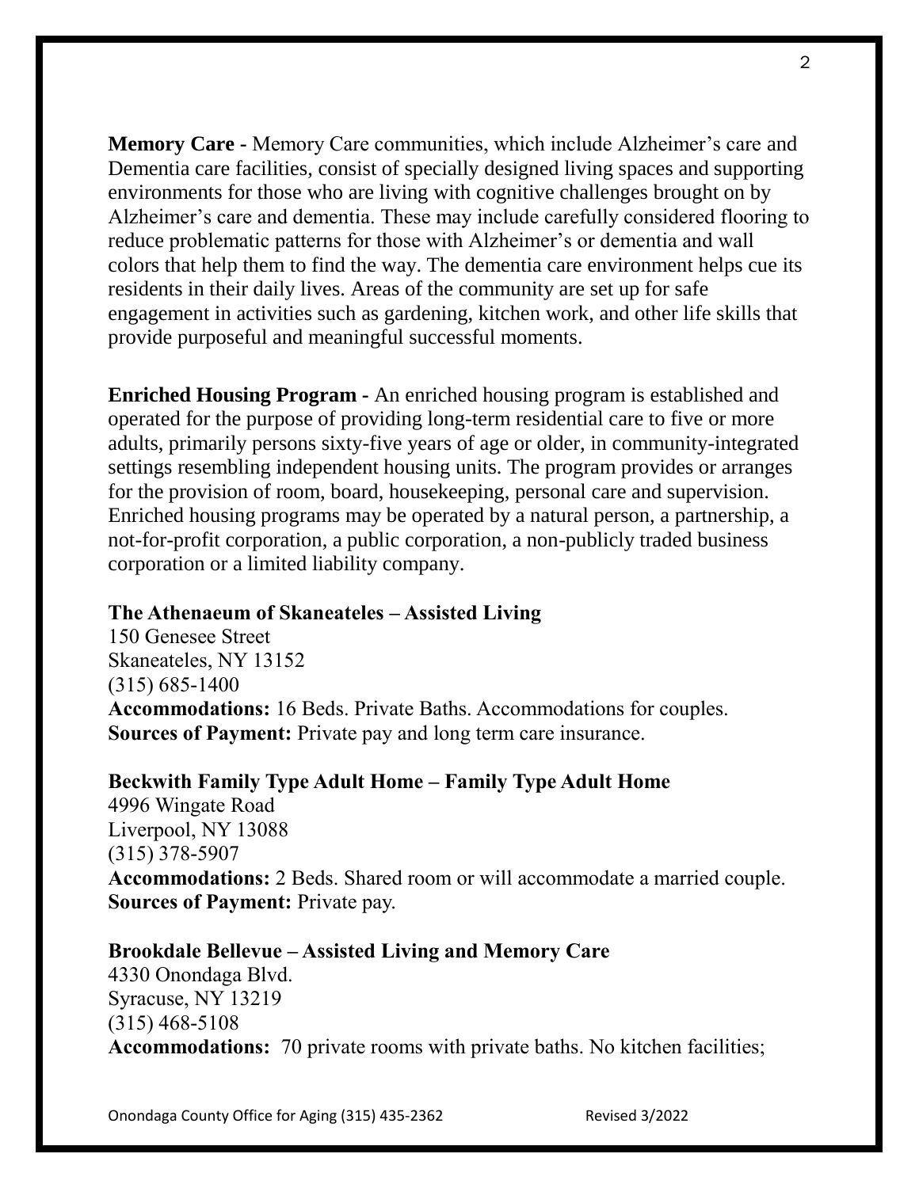**Memory Care -** Memory Care communities, which include Alzheimer's care and Dementia care facilities, consist of specially designed living spaces and supporting environments for those who are living with cognitive challenges brought on by Alzheimer's care and dementia. These may include carefully considered flooring to reduce problematic patterns for those with Alzheimer's or dementia and wall colors that help them to find the way. The dementia care environment helps cue its residents in their daily lives. Areas of the community are set up for safe engagement in activities such as gardening, kitchen work, and other life skills that provide purposeful and meaningful successful moments.

**Enriched Housing Program -** An enriched housing program is established and operated for the purpose of providing long-term residential care to five or more adults, primarily persons sixty-five years of age or older, in community-integrated settings resembling independent housing units. The program provides or arranges for the provision of room, board, housekeeping, personal care and supervision. Enriched housing programs may be operated by a natural person, a partnership, a not-for-profit corporation, a public corporation, a non-publicly traded business corporation or a limited liability company.

**The Athenaeum of Skaneateles – Assisted Living**
150 Genesee Street
Skaneateles, NY 13152
(315) 685-1400
**Accommodations:** 16 Beds. Private Baths. Accommodations for couples.
**Sources of Payment:** Private pay and long term care insurance.

**Beckwith Family Type Adult Home – Family Type Adult Home**
4996 Wingate Road
Liverpool, NY 13088
(315) 378-5907
**Accommodations:** 2 Beds. Shared room or will accommodate a married couple.
**Sources of Payment:** Private pay.

**Brookdale Bellevue – Assisted Living and Memory Care**
4330 Onondaga Blvd.
Syracuse, NY 13219
(315) 468-5108
**Accommodations:** 70 private rooms with private baths. No kitchen facilities;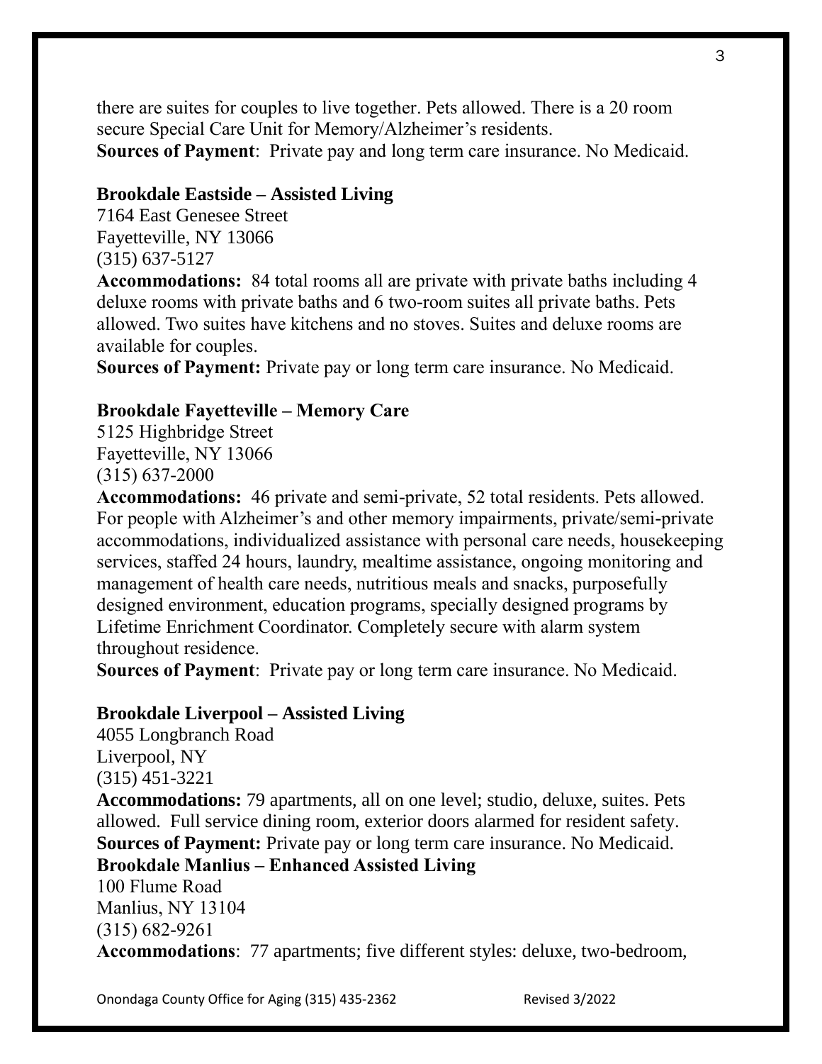there are suites for couples to live together. Pets allowed. There is a 20 room secure Special Care Unit for Memory/Alzheimer's residents.
**Sources of Payment**: Private pay and long term care insurance. No Medicaid.

**Brookdale Eastside – Assisted Living**
7164 East Genesee Street
Fayetteville, NY 13066
(315) 637-5127
**Accommodations:** 84 total rooms all are private with private baths including 4 deluxe rooms with private baths and 6 two-room suites all private baths. Pets allowed. Two suites have kitchens and no stoves. Suites and deluxe rooms are available for couples.
**Sources of Payment:** Private pay or long term care insurance. No Medicaid.

**Brookdale Fayetteville – Memory Care**
5125 Highbridge Street
Fayetteville, NY 13066
(315) 637-2000
**Accommodations:** 46 private and semi-private, 52 total residents. Pets allowed. For people with Alzheimer's and other memory impairments, private/semi-private accommodations, individualized assistance with personal care needs, housekeeping services, staffed 24 hours, laundry, mealtime assistance, ongoing monitoring and management of health care needs, nutritious meals and snacks, purposefully designed environment, education programs, specially designed programs by Lifetime Enrichment Coordinator. Completely secure with alarm system throughout residence.
**Sources of Payment**: Private pay or long term care insurance. No Medicaid.

**Brookdale Liverpool – Assisted Living**
4055 Longbranch Road
Liverpool, NY
(315) 451-3221
**Accommodations:** 79 apartments, all on one level; studio, deluxe, suites. Pets allowed. Full service dining room, exterior doors alarmed for resident safety.
**Sources of Payment:** Private pay or long term care insurance. No Medicaid.

**Brookdale Manlius – Enhanced Assisted Living**
100 Flume Road
Manlius, NY 13104
(315) 682-9261
**Accommodations**: 77 apartments; five different styles: deluxe, two-bedroom,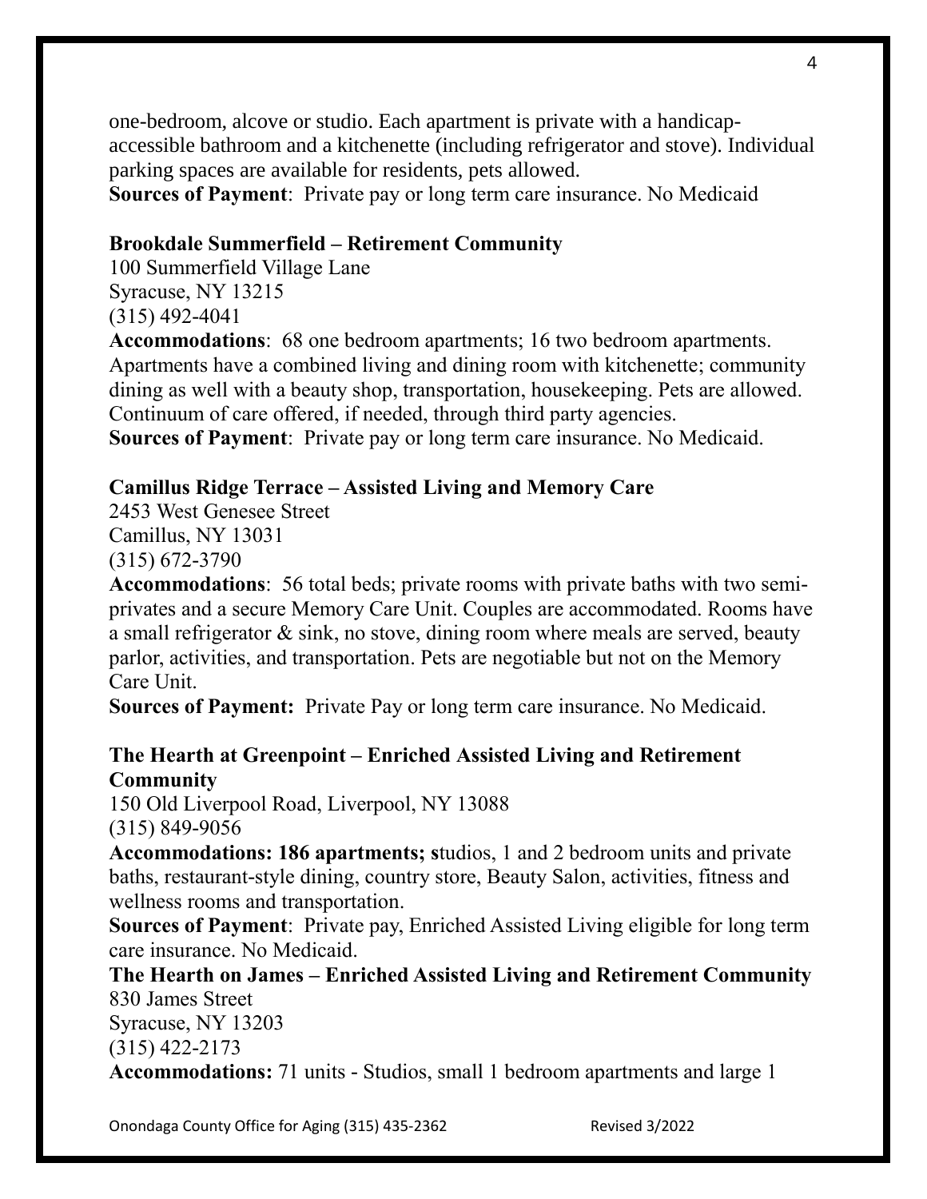one-bedroom, alcove or studio. Each apartment is private with a handicap-accessible bathroom and a kitchenette (including refrigerator and stove). Individual parking spaces are available for residents, pets allowed.
**Sources of Payment**: Private pay or long term care insurance. No Medicaid

**Brookdale Summerfield – Retirement Community**
100 Summerfield Village Lane
Syracuse, NY 13215
(315) 492-4041
**Accommodations**: 68 one bedroom apartments; 16 two bedroom apartments. Apartments have a combined living and dining room with kitchenette; community dining as well with a beauty shop, transportation, housekeeping. Pets are allowed. Continuum of care offered, if needed, through third party agencies.
**Sources of Payment**: Private pay or long term care insurance. No Medicaid.

**Camillus Ridge Terrace – Assisted Living and Memory Care**
2453 West Genesee Street
Camillus, NY 13031
(315) 672-3790
**Accommodations**: 56 total beds; private rooms with private baths with two semi-privates and a secure Memory Care Unit. Couples are accommodated. Rooms have a small refrigerator & sink, no stove, dining room where meals are served, beauty parlor, activities, and transportation. Pets are negotiable but not on the Memory Care Unit.
**Sources of Payment:** Private Pay or long term care insurance. No Medicaid.

**The Hearth at Greenpoint – Enriched Assisted Living and Retirement Community**
150 Old Liverpool Road, Liverpool, NY 13088
(315) 849-9056
**Accommodations: 186 apartments; s**tudios, 1 and 2 bedroom units and private baths, restaurant-style dining, country store, Beauty Salon, activities, fitness and wellness rooms and transportation.
**Sources of Payment**: Private pay, Enriched Assisted Living eligible for long term care insurance. No Medicaid.
**The Hearth on James – Enriched Assisted Living and Retirement Community**
830 James Street
Syracuse, NY 13203
(315) 422-2173
**Accommodations:** 71 units - Studios, small 1 bedroom apartments and large 1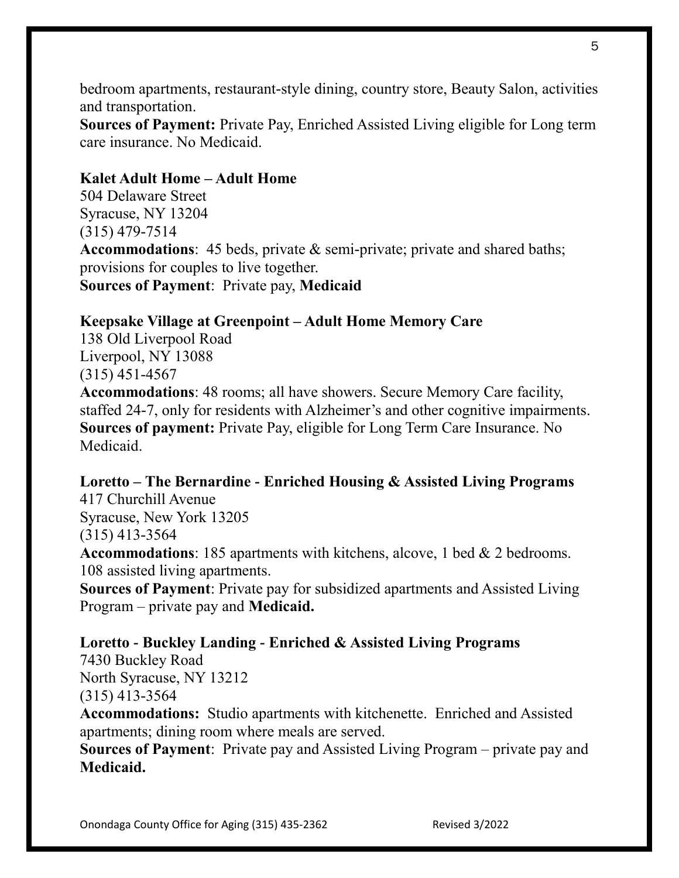bedroom apartments, restaurant-style dining, country store, Beauty Salon, activities and transportation.
**Sources of Payment:** Private Pay, Enriched Assisted Living eligible for Long term care insurance. No Medicaid.

**Kalet Adult Home – Adult Home**
504 Delaware Street
Syracuse, NY 13204
(315) 479-7514
**Accommodations**: 45 beds, private & semi-private; private and shared baths; provisions for couples to live together.
**Sources of Payment**: Private pay, **Medicaid**

**Keepsake Village at Greenpoint – Adult Home Memory Care**
138 Old Liverpool Road
Liverpool, NY 13088
(315) 451-4567
**Accommodations**: 48 rooms; all have showers. Secure Memory Care facility, staffed 24-7, only for residents with Alzheimer's and other cognitive impairments.
**Sources of payment:** Private Pay, eligible for Long Term Care Insurance. No Medicaid.

**Loretto – The Bernardine - Enriched Housing & Assisted Living Programs**
417 Churchill Avenue
Syracuse, New York 13205
(315) 413-3564
**Accommodations**: 185 apartments with kitchens, alcove, 1 bed & 2 bedrooms. 108 assisted living apartments.
**Sources of Payment**: Private pay for subsidized apartments and Assisted Living Program – private pay and **Medicaid.**

**Loretto - Buckley Landing - Enriched & Assisted Living Programs**
7430 Buckley Road
North Syracuse, NY 13212
(315) 413-3564
**Accommodations:** Studio apartments with kitchenette. Enriched and Assisted apartments; dining room where meals are served.
**Sources of Payment**: Private pay and Assisted Living Program – private pay and **Medicaid.**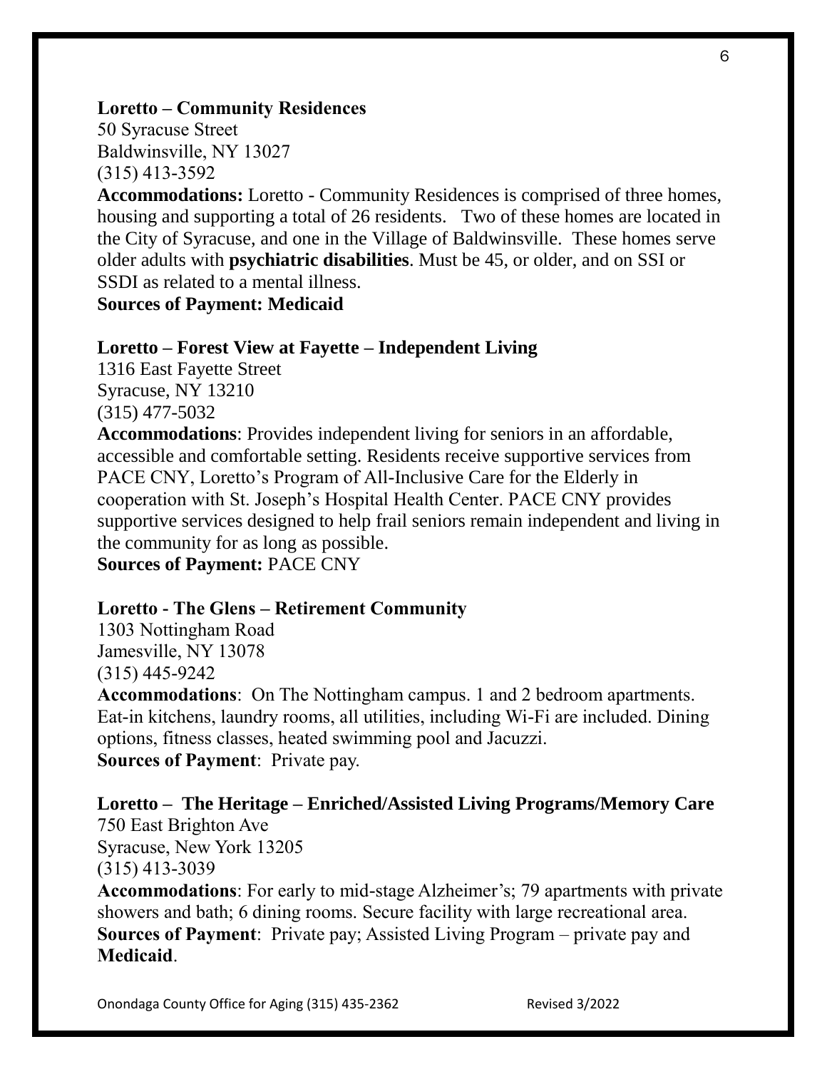**Loretto – Community Residences**
50 Syracuse Street
Baldwinsville, NY 13027
(315) 413-3592
**Accommodations:** Loretto - Community Residences is comprised of three homes, housing and supporting a total of 26 residents. Two of these homes are located in the City of Syracuse, and one in the Village of Baldwinsville. These homes serve older adults with **psychiatric disabilities**. Must be 45, or older, and on SSI or SSDI as related to a mental illness.
**Sources of Payment: Medicaid**

**Loretto – Forest View at Fayette – Independent Living**
1316 East Fayette Street
Syracuse, NY 13210
(315) 477-5032
**Accommodations**: Provides independent living for seniors in an affordable, accessible and comfortable setting. Residents receive supportive services from PACE CNY, Loretto's Program of All-Inclusive Care for the Elderly in cooperation with St. Joseph's Hospital Health Center. PACE CNY provides supportive services designed to help frail seniors remain independent and living in the community for as long as possible.
**Sources of Payment:** PACE CNY

**Loretto - The Glens – Retirement Community**
1303 Nottingham Road
Jamesville, NY 13078
(315) 445-9242
**Accommodations**: On The Nottingham campus. 1 and 2 bedroom apartments. Eat-in kitchens, laundry rooms, all utilities, including Wi-Fi are included. Dining options, fitness classes, heated swimming pool and Jacuzzi.
**Sources of Payment**: Private pay.

**Loretto – The Heritage – Enriched/Assisted Living Programs/Memory Care**
750 East Brighton Ave
Syracuse, New York 13205
(315) 413-3039
**Accommodations**: For early to mid-stage Alzheimer's; 79 apartments with private showers and bath; 6 dining rooms. Secure facility with large recreational area.
**Sources of Payment**: Private pay; Assisted Living Program – private pay and **Medicaid**.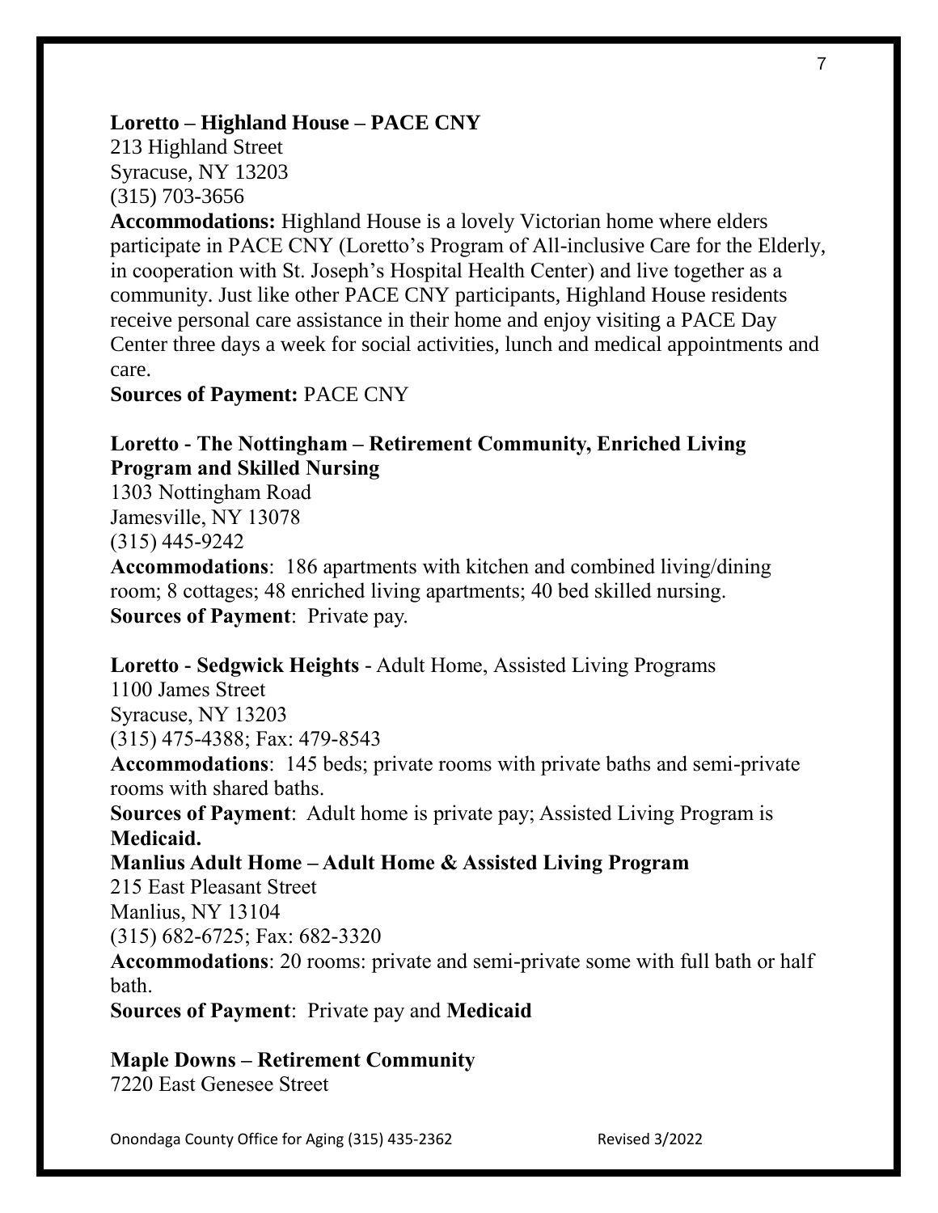**Loretto – Highland House – PACE CNY**
213 Highland Street
Syracuse, NY 13203
(315) 703-3656
**Accommodations:** Highland House is a lovely Victorian home where elders participate in PACE CNY (Loretto's Program of All-inclusive Care for the Elderly, in cooperation with St. Joseph's Hospital Health Center) and live together as a community. Just like other PACE CNY participants, Highland House residents receive personal care assistance in their home and enjoy visiting a PACE Day Center three days a week for social activities, lunch and medical appointments and care.
**Sources of Payment:** PACE CNY

**Loretto - The Nottingham – Retirement Community, Enriched Living Program and Skilled Nursing**
1303 Nottingham Road
Jamesville, NY 13078
(315) 445-9242
**Accommodations**: 186 apartments with kitchen and combined living/dining room; 8 cottages; 48 enriched living apartments; 40 bed skilled nursing.
**Sources of Payment**: Private pay.

**Loretto - Sedgwick Heights** - Adult Home, Assisted Living Programs
1100 James Street
Syracuse, NY 13203
(315) 475-4388; Fax: 479-8543
**Accommodations**: 145 beds; private rooms with private baths and semi-private rooms with shared baths.
**Sources of Payment**: Adult home is private pay; Assisted Living Program is **Medicaid.**

**Manlius Adult Home – Adult Home & Assisted Living Program**
215 East Pleasant Street
Manlius, NY 13104
(315) 682-6725; Fax: 682-3320
**Accommodations**: 20 rooms: private and semi-private some with full bath or half bath.
**Sources of Payment**: Private pay and **Medicaid**

**Maple Downs – Retirement Community**
7220 East Genesee Street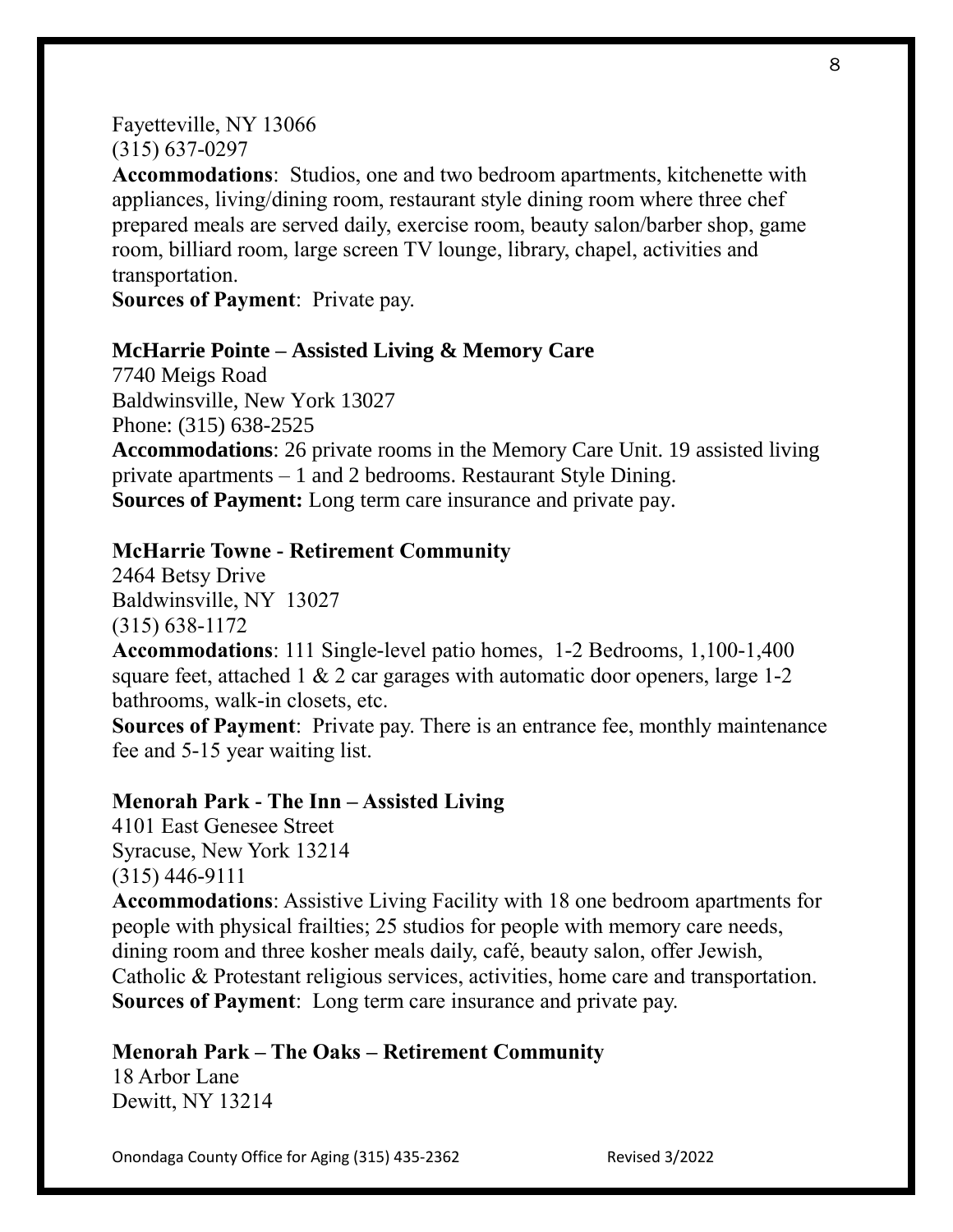Fayetteville, NY 13066
(315) 637-0297
**Accommodations**: Studios, one and two bedroom apartments, kitchenette with appliances, living/dining room, restaurant style dining room where three chef prepared meals are served daily, exercise room, beauty salon/barber shop, game room, billiard room, large screen TV lounge, library, chapel, activities and transportation.
**Sources of Payment**: Private pay.

**McHarrie Pointe – Assisted Living & Memory Care**
7740 Meigs Road
Baldwinsville, New York 13027
Phone: (315) 638-2525
**Accommodations**: 26 private rooms in the Memory Care Unit. 19 assisted living private apartments – 1 and 2 bedrooms. Restaurant Style Dining.
**Sources of Payment:** Long term care insurance and private pay.

**McHarrie Towne - Retirement Community**
2464 Betsy Drive
Baldwinsville, NY 13027
(315) 638-1172
**Accommodations**: 111 Single-level patio homes, 1-2 Bedrooms, 1,100-1,400 square feet, attached 1 & 2 car garages with automatic door openers, large 1-2 bathrooms, walk-in closets, etc.
**Sources of Payment**: Private pay. There is an entrance fee, monthly maintenance fee and 5-15 year waiting list.

**Menorah Park - The Inn – Assisted Living**
4101 East Genesee Street
Syracuse, New York 13214
(315) 446-9111
**Accommodations**: Assistive Living Facility with 18 one bedroom apartments for people with physical frailties; 25 studios for people with memory care needs, dining room and three kosher meals daily, café, beauty salon, offer Jewish, Catholic & Protestant religious services, activities, home care and transportation.
**Sources of Payment**: Long term care insurance and private pay.

**Menorah Park – The Oaks – Retirement Community**
18 Arbor Lane
Dewitt, NY 13214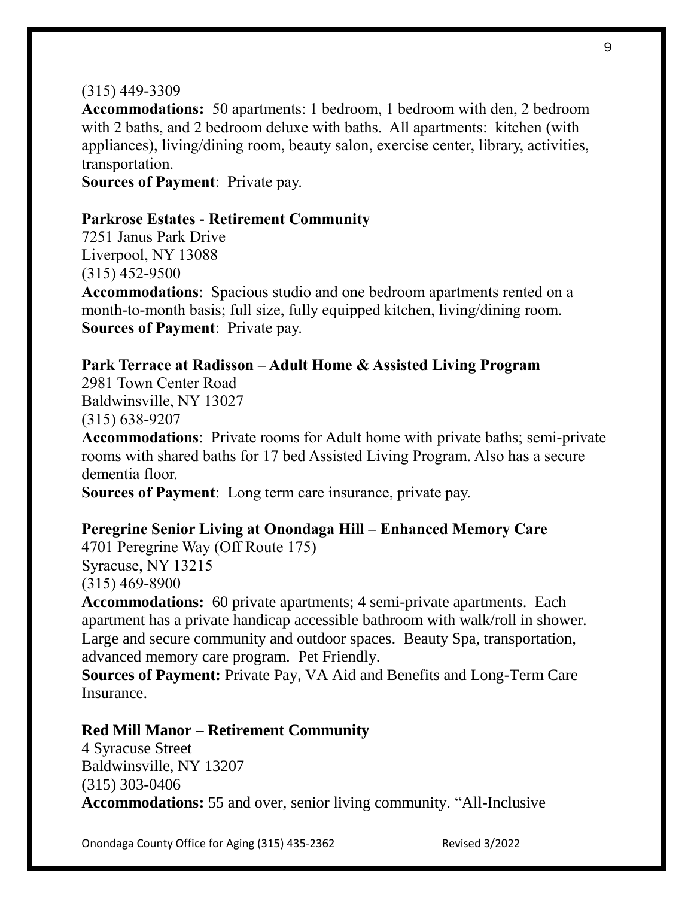(315) 449-3309

**Accommodations:** 50 apartments: 1 bedroom, 1 bedroom with den, 2 bedroom with 2 baths, and 2 bedroom deluxe with baths. All apartments: kitchen (with appliances), living/dining room, beauty salon, exercise center, library, activities, transportation.

**Sources of Payment**: Private pay.

**Parkrose Estates - Retirement Community**
7251 Janus Park Drive
Liverpool, NY 13088
(315) 452-9500

**Accommodations**: Spacious studio and one bedroom apartments rented on a month-to-month basis; full size, fully equipped kitchen, living/dining room.

**Sources of Payment**: Private pay.

**Park Terrace at Radisson – Adult Home & Assisted Living Program**
2981 Town Center Road
Baldwinsville, NY 13027
(315) 638-9207

**Accommodations**: Private rooms for Adult home with private baths; semi-private rooms with shared baths for 17 bed Assisted Living Program. Also has a secure dementia floor.

**Sources of Payment**: Long term care insurance, private pay.

**Peregrine Senior Living at Onondaga Hill – Enhanced Memory Care**
4701 Peregrine Way (Off Route 175)
Syracuse, NY 13215
(315) 469-8900

**Accommodations:** 60 private apartments; 4 semi-private apartments. Each apartment has a private handicap accessible bathroom with walk/roll in shower. Large and secure community and outdoor spaces. Beauty Spa, transportation, advanced memory care program. Pet Friendly.

**Sources of Payment:** Private Pay, VA Aid and Benefits and Long-Term Care Insurance.

**Red Mill Manor – Retirement Community**
4 Syracuse Street
Baldwinsville, NY 13207
(315) 303-0406

**Accommodations:** 55 and over, senior living community. "All-Inclusive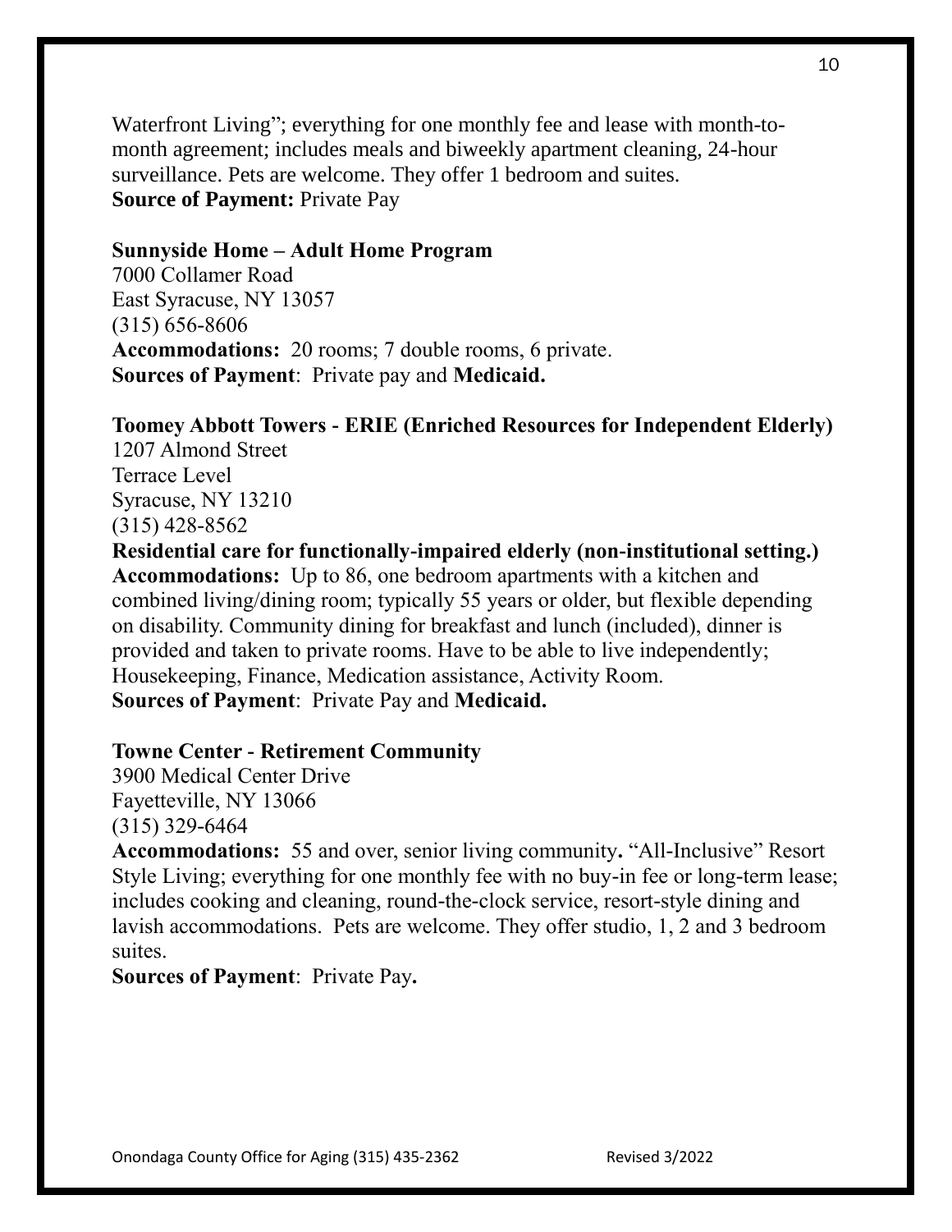Waterfront Living"; everything for one monthly fee and lease with month-to-month agreement; includes meals and biweekly apartment cleaning, 24-hour surveillance. Pets are welcome. They offer 1 bedroom and suites.
**Source of Payment:** Private Pay

**Sunnyside Home – Adult Home Program**
7000 Collamer Road
East Syracuse, NY 13057
(315) 656-8606
**Accommodations:** 20 rooms; 7 double rooms, 6 private.
**Sources of Payment**: Private pay and **Medicaid.**

**Toomey Abbott Towers - ERIE (Enriched Resources for Independent Elderly)**
1207 Almond Street
Terrace Level
Syracuse, NY 13210
(315) 428-8562
**Residential care for functionally-impaired elderly (non-institutional setting.)**
**Accommodations:** Up to 86, one bedroom apartments with a kitchen and combined living/dining room; typically 55 years or older, but flexible depending on disability. Community dining for breakfast and lunch (included), dinner is provided and taken to private rooms. Have to be able to live independently; Housekeeping, Finance, Medication assistance, Activity Room.
**Sources of Payment**: Private Pay and **Medicaid.**

**Towne Center - Retirement Community**
3900 Medical Center Drive
Fayetteville, NY 13066
(315) 329-6464
**Accommodations:** 55 and over, senior living community**.** "All-Inclusive" Resort Style Living; everything for one monthly fee with no buy-in fee or long-term lease; includes cooking and cleaning, round-the-clock service, resort-style dining and lavish accommodations. Pets are welcome. They offer studio, 1, 2 and 3 bedroom suites.
**Sources of Payment**: Private Pay**.**